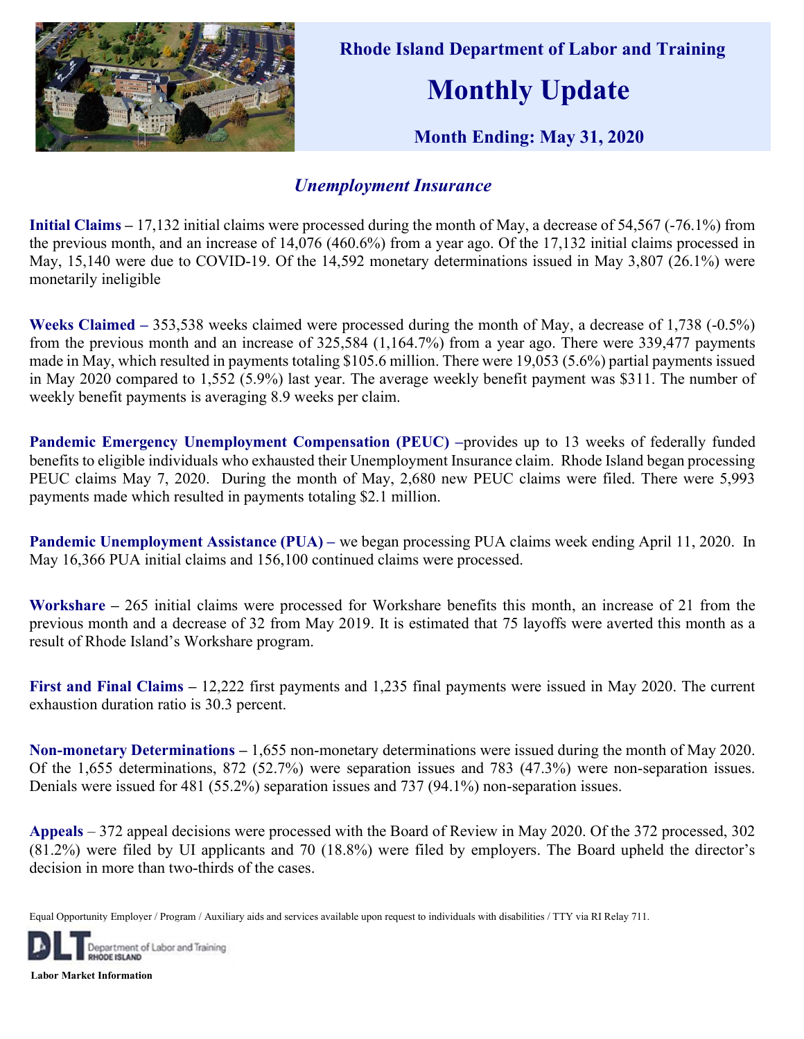# Rhode Island Department of Labor and Training

# Monthly Update

### Month Ending: May 31, 2020

## *Unemployment Insurance*

**Initial Claims –** 17,132 initial claims were processed during the month of May, a decrease of 54,567 (-76.1%) from the previous month, and an increase of 14,076 (460.6%) from a year ago. Of the 17,132 initial claims processed in May, 15,140 were due to COVID-19. Of the 14,592 monetary determinations issued in May 3,807 (26.1%) were monetarily ineligible

**Weeks Claimed –** 353,538 weeks claimed were processed during the month of May, a decrease of 1,738 (-0.5%) from the previous month and an increase of 325,584 (1,164.7%) from a year ago. There were 339,477 payments made in May, which resulted in payments totaling $105.6 million. There were 19,053 (5.6%) partial payments issued in May 2020 compared to 1,552 (5.9%) last year. The average weekly benefit payment was $311. The number of weekly benefit payments is averaging 8.9 weeks per claim.

**Pandemic Emergency Unemployment Compensation (PEUC)** –provides up to 13 weeks of federally funded benefits to eligible individuals who exhausted their Unemployment Insurance claim. Rhode Island began processing PEUC claims May 7, 2020. During the month of May, 2,680 new PEUC claims were filed. There were 5,993 payments made which resulted in payments totaling $2.1 million.

**Pandemic Unemployment Assistance (PUA) –** we began processing PUA claims week ending April 11, 2020. In May 16,366 PUA initial claims and 156,100 continued claims were processed.

**Workshare –** 265 initial claims were processed for Workshare benefits this month, an increase of 21 from the previous month and a decrease of 32 from May 2019. It is estimated that 75 layoffs were averted this month as a result of Rhode Island's Workshare program.

**First and Final Claims –** 12,222 first payments and 1,235 final payments were issued in May 2020. The current exhaustion duration ratio is 30.3 percent.

**Non-monetary Determinations –** 1,655 non-monetary determinations were issued during the month of May 2020. Of the 1,655 determinations, 872 (52.7%) were separation issues and 783 (47.3%) were non-separation issues. Denials were issued for 481 (55.2%) separation issues and 737 (94.1%) non-separation issues.

**Appeals** – 372 appeal decisions were processed with the Board of Review in May 2020. Of the 372 processed, 302 (81.2%) were filed by UI applicants and 70 (18.8%) were filed by employers. The Board upheld the director's decision in more than two-thirds of the cases.

Equal Opportunity Employer / Program / Auxiliary aids and services available upon request to individuals with disabilities / TTY via RI Relay 711.

DLT Department of Labor and Training RHODE ISLAND

**Labor Market Information**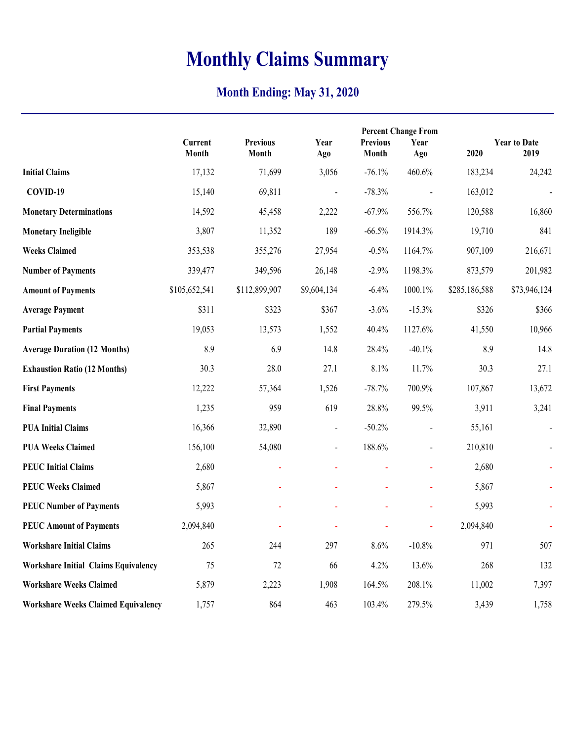# Monthly Claims Summary

## Month Ending: May 31, 2020

| | Current Month | Previous Month | Year Ago | Percent Change From Previous Month | Percent Change From Year Ago | Year to Date 2020 | Year to Date 2019 |
|---|---|---|---|---|---|---|---|
| **Initial Claims** | 17,132 | 71,699 | 3,056 | -76.1% | 460.6% | 183,234 | 24,242 |
| **COVID-19** | 15,140 | 69,811 | - | -78.3% | - | 163,012 | - |
| **Monetary Determinations** | 14,592 | 45,458 | 2,222 | -67.9% | 556.7% | 120,588 | 16,860 |
| **Monetary Ineligible** | 3,807 | 11,352 | 189 | -66.5% | 1914.3% | 19,710 | 841 |
| **Weeks Claimed** | 353,538 | 355,276 | 27,954 | -0.5% | 1164.7% | 907,109 | 216,671 |
| **Number of Payments** | 339,477 | 349,596 | 26,148 | -2.9% | 1198.3% | 873,579 | 201,982 |
| **Amount of Payments** | $105,652,541 | $112,899,907 | $9,604,134 | -6.4% | 1000.1% | $285,186,588 | $73,946,124 |
| **Average Payment** | $311 | $323 | $367 | -3.6% | -15.3% | $326 | $366 |
| **Partial Payments** | 19,053 | 13,573 | 1,552 | 40.4% | 1127.6% | 41,550 | 10,966 |
| **Average Duration (12 Months)** | 8.9 | 6.9 | 14.8 | 28.4% | -40.1% | 8.9 | 14.8 |
| **Exhaustion Ratio (12 Months)** | 30.3 | 28.0 | 27.1 | 8.1% | 11.7% | 30.3 | 27.1 |
| **First Payments** | 12,222 | 57,364 | 1,526 | -78.7% | 700.9% | 107,867 | 13,672 |
| **Final Payments** | 1,235 | 959 | 619 | 28.8% | 99.5% | 3,911 | 3,241 |
| **PUA Initial Claims** | 16,366 | 32,890 | - | -50.2% | - | 55,161 | - |
| **PUA Weeks Claimed** | 156,100 | 54,080 | - | 188.6% | - | 210,810 | - |
| **PEUC Initial Claims** | 2,680 | - | - | - | - | 2,680 | - |
| **PEUC Weeks Claimed** | 5,867 | - | - | - | - | 5,867 | - |
| **PEUC Number of Payments** | 5,993 | - | - | - | - | 5,993 | - |
| **PEUC Amount of Payments** | 2,094,840 | - | - | - | - | 2,094,840 | - |
| **Workshare Initial Claims** | 265 | 244 | 297 | 8.6% | -10.8% | 971 | 507 |
| **Workshare Initial Claims Equivalency** | 75 | 72 | 66 | 4.2% | 13.6% | 268 | 132 |
| **Workshare Weeks Claimed** | 5,879 | 2,223 | 1,908 | 164.5% | 208.1% | 11,002 | 7,397 |
| **Workshare Weeks Claimed Equivalency** | 1,757 | 864 | 463 | 103.4% | 279.5% | 3,439 | 1,758 |